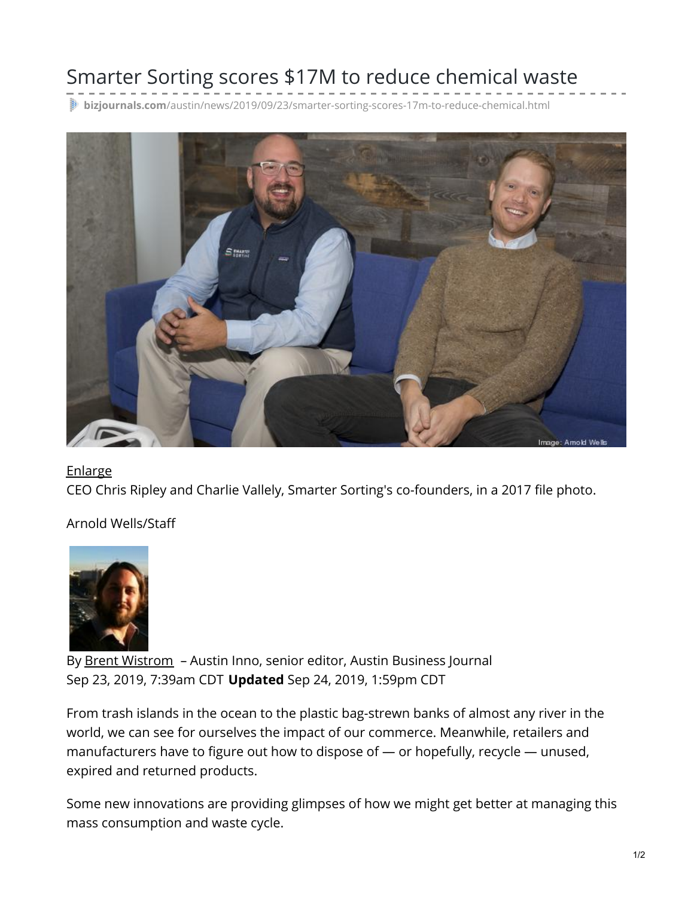# Smarter Sorting scores $17M to reduce chemical waste

bizjournals.com/austin/news/2019/09/23/smarter-sorting-scores-17m-to-reduce-chemical.html

Image: Arnold Wells

Enlarge

CEO Chris Ripley and Charlie Vallely, Smarter Sorting's co-founders, in a 2017 file photo.

Arnold Wells/Staff

By Brent Wistrom – Austin Inno, senior editor, Austin Business Journal
Sep 23, 2019, 7:39am CDT **Updated** Sep 24, 2019, 1:59pm CDT

From trash islands in the ocean to the plastic bag-strewn banks of almost any river in the world, we can see for ourselves the impact of our commerce. Meanwhile, retailers and manufacturers have to figure out how to dispose of — or hopefully, recycle — unused, expired and returned products.

Some new innovations are providing glimpses of how we might get better at managing this mass consumption and waste cycle.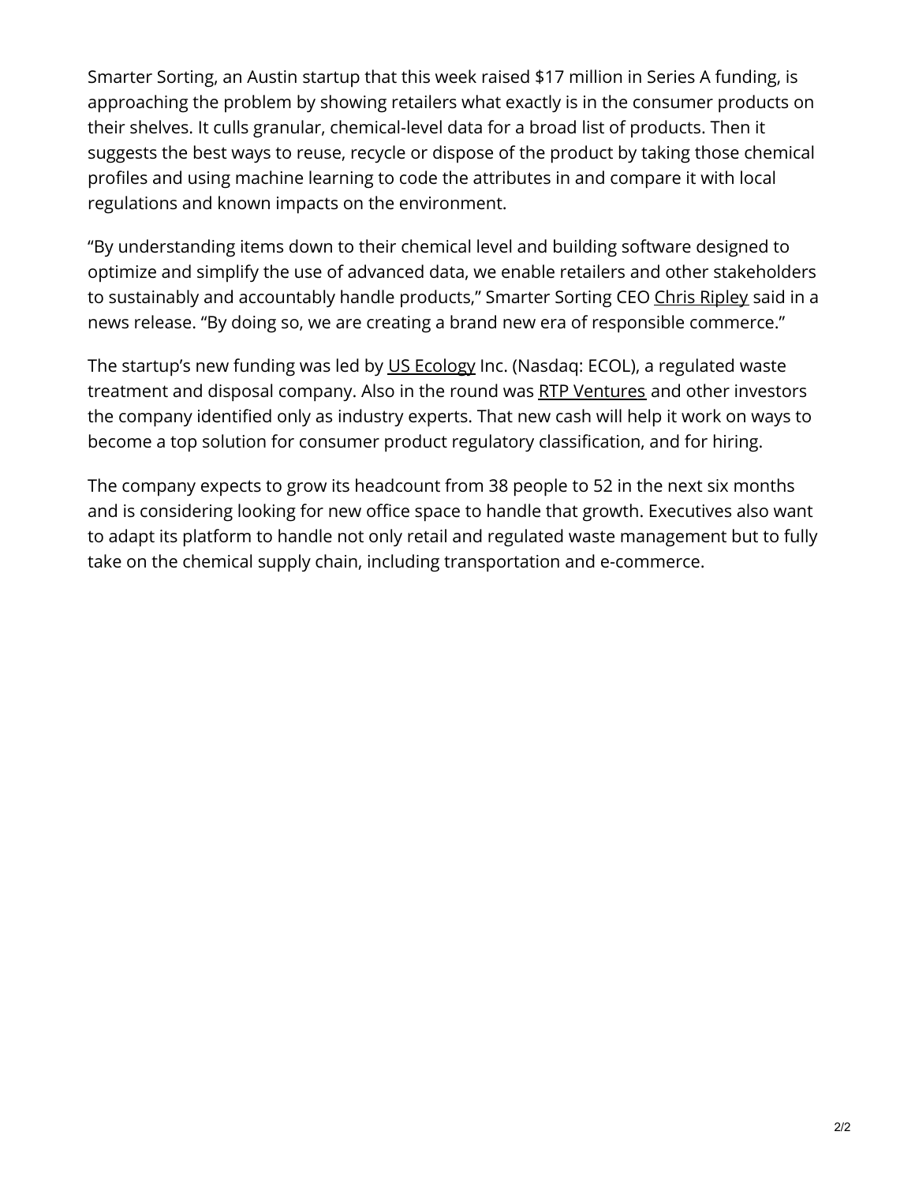Smarter Sorting, an Austin startup that this week raised $17 million in Series A funding, is approaching the problem by showing retailers what exactly is in the consumer products on their shelves. It culls granular, chemical-level data for a broad list of products. Then it suggests the best ways to reuse, recycle or dispose of the product by taking those chemical profiles and using machine learning to code the attributes in and compare it with local regulations and known impacts on the environment.

"By understanding items down to their chemical level and building software designed to optimize and simplify the use of advanced data, we enable retailers and other stakeholders to sustainably and accountably handle products," Smarter Sorting CEO Chris Ripley said in a news release. "By doing so, we are creating a brand new era of responsible commerce."

The startup's new funding was led by US Ecology Inc. (Nasdaq: ECOL), a regulated waste treatment and disposal company. Also in the round was RTP Ventures and other investors the company identified only as industry experts. That new cash will help it work on ways to become a top solution for consumer product regulatory classification, and for hiring.

The company expects to grow its headcount from 38 people to 52 in the next six months and is considering looking for new office space to handle that growth. Executives also want to adapt its platform to handle not only retail and regulated waste management but to fully take on the chemical supply chain, including transportation and e-commerce.